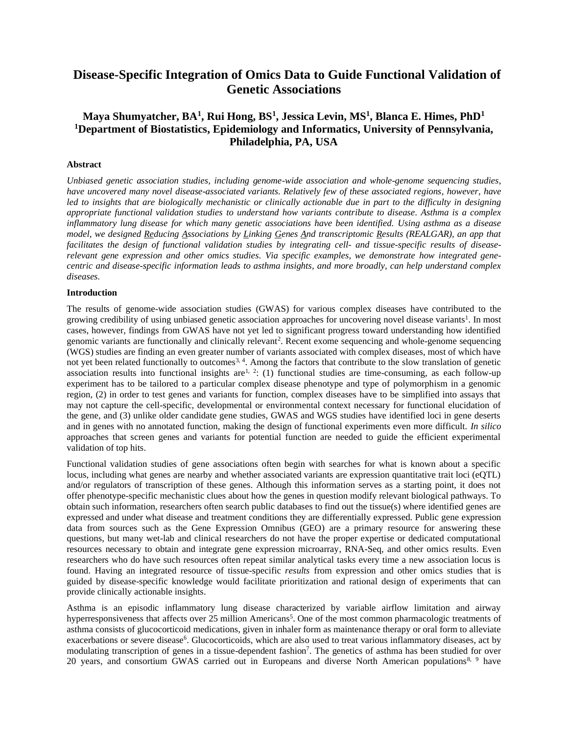# Disease-Specific Integration of Omics Data to Guide Functional Validation of Genetic Associations

**Maya Shumyatcher, BA[1], Rui Hong, BS[1], Jessica Levin, MS[1], Blanca E. Himes, PhD[1]**
**[1]Department of Biostatistics, Epidemiology and Informatics, University of Pennsylvania, Philadelphia, PA, USA**

### Abstract

*Unbiased genetic association studies, including genome-wide association and whole-genome sequencing studies, have uncovered many novel disease-associated variants. Relatively few of these associated regions, however, have led to insights that are biologically mechanistic or clinically actionable due in part to the difficulty in designing appropriate functional validation studies to understand how variants contribute to disease. Asthma is a complex inflammatory lung disease for which many genetic associations have been identified. Using asthma as a disease model, we designed Reducing Associations by Linking Genes And transcriptomic Results (REALGAR), an app that facilitates the design of functional validation studies by integrating cell- and tissue-specific results of disease-relevant gene expression and other omics studies. Via specific examples, we demonstrate how integrated gene-centric and disease-specific information leads to asthma insights, and more broadly, can help understand complex diseases.*

### Introduction

The results of genome-wide association studies (GWAS) for various complex diseases have contributed to the growing credibility of using unbiased genetic association approaches for uncovering novel disease variants[1]. In most cases, however, findings from GWAS have not yet led to significant progress toward understanding how identified genomic variants are functionally and clinically relevant[2]. Recent exome sequencing and whole-genome sequencing (WGS) studies are finding an even greater number of variants associated with complex diseases, most of which have not yet been related functionally to outcomes[3, 4]. Among the factors that contribute to the slow translation of genetic association results into functional insights are[1, 2]: (1) functional studies are time-consuming, as each follow-up experiment has to be tailored to a particular complex disease phenotype and type of polymorphism in a genomic region, (2) in order to test genes and variants for function, complex diseases have to be simplified into assays that may not capture the cell-specific, developmental or environmental context necessary for functional elucidation of the gene, and (3) unlike older candidate gene studies, GWAS and WGS studies have identified loci in gene deserts and in genes with no annotated function, making the design of functional experiments even more difficult. *In silico* approaches that screen genes and variants for potential function are needed to guide the efficient experimental validation of top hits.

Functional validation studies of gene associations often begin with searches for what is known about a specific locus, including what genes are nearby and whether associated variants are expression quantitative trait loci (eQTL) and/or regulators of transcription of these genes. Although this information serves as a starting point, it does not offer phenotype-specific mechanistic clues about how the genes in question modify relevant biological pathways. To obtain such information, researchers often search public databases to find out the tissue(s) where identified genes are expressed and under what disease and treatment conditions they are differentially expressed. Public gene expression data from sources such as the Gene Expression Omnibus (GEO) are a primary resource for answering these questions, but many wet-lab and clinical researchers do not have the proper expertise or dedicated computational resources necessary to obtain and integrate gene expression microarray, RNA-Seq, and other omics results. Even researchers who do have such resources often repeat similar analytical tasks every time a new association locus is found. Having an integrated resource of tissue-specific *results* from expression and other omics studies that is guided by disease-specific knowledge would facilitate prioritization and rational design of experiments that can provide clinically actionable insights.

Asthma is an episodic inflammatory lung disease characterized by variable airflow limitation and airway hyperresponsiveness that affects over 25 million Americans[5]. One of the most common pharmacologic treatments of asthma consists of glucocorticoid medications, given in inhaler form as maintenance therapy or oral form to alleviate exacerbations or severe disease[6]. Glucocorticoids, which are also used to treat various inflammatory diseases, act by modulating transcription of genes in a tissue-dependent fashion[7]. The genetics of asthma has been studied for over 20 years, and consortium GWAS carried out in Europeans and diverse North American populations[8, 9] have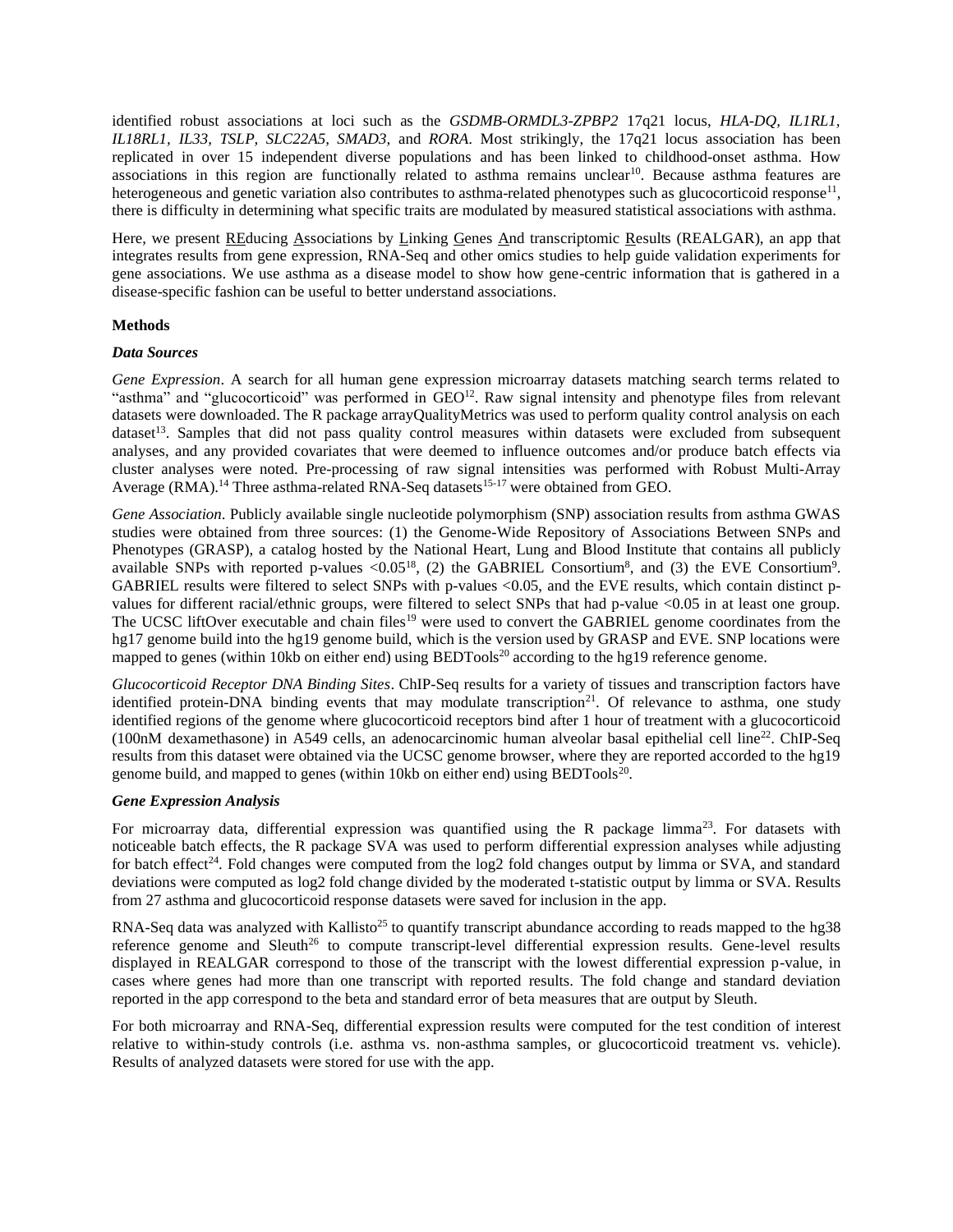identified robust associations at loci such as the *GSDMB-ORMDL3-ZPBP2* 17q21 locus, *HLA-DQ, IL1RL1, IL18RL1, IL33, TSLP, SLC22A5, SMAD3,* and *RORA*. Most strikingly, the 17q21 locus association has been replicated in over 15 independent diverse populations and has been linked to childhood-onset asthma. How associations in this region are functionally related to asthma remains unclear[10]. Because asthma features are heterogeneous and genetic variation also contributes to asthma-related phenotypes such as glucocorticoid response[11], there is difficulty in determining what specific traits are modulated by measured statistical associations with asthma.

Here, we present REducing Associations by Linking Genes And transcriptomic Results (REALGAR), an app that integrates results from gene expression, RNA-Seq and other omics studies to help guide validation experiments for gene associations. We use asthma as a disease model to show how gene-centric information that is gathered in a disease-specific fashion can be useful to better understand associations.

## Methods

### *Data Sources*

*Gene Expression*. A search for all human gene expression microarray datasets matching search terms related to "asthma" and "glucocorticoid" was performed in GEO[12]. Raw signal intensity and phenotype files from relevant datasets were downloaded. The R package arrayQualityMetrics was used to perform quality control analysis on each dataset[13]. Samples that did not pass quality control measures within datasets were excluded from subsequent analyses, and any provided covariates that were deemed to influence outcomes and/or produce batch effects via cluster analyses were noted. Pre-processing of raw signal intensities was performed with Robust Multi-Array Average (RMA).[14] Three asthma-related RNA-Seq datasets[15-17] were obtained from GEO.

*Gene Association*. Publicly available single nucleotide polymorphism (SNP) association results from asthma GWAS studies were obtained from three sources: (1) the Genome-Wide Repository of Associations Between SNPs and Phenotypes (GRASP), a catalog hosted by the National Heart, Lung and Blood Institute that contains all publicly available SNPs with reported p-values <0.05[18], (2) the GABRIEL Consortium[8], and (3) the EVE Consortium[9]. GABRIEL results were filtered to select SNPs with p-values <0.05, and the EVE results, which contain distinct p-values for different racial/ethnic groups, were filtered to select SNPs that had p-value <0.05 in at least one group. The UCSC liftOver executable and chain files[19] were used to convert the GABRIEL genome coordinates from the hg17 genome build into the hg19 genome build, which is the version used by GRASP and EVE. SNP locations were mapped to genes (within 10kb on either end) using BEDTools[20] according to the hg19 reference genome.

*Glucocorticoid Receptor DNA Binding Sites*. ChIP-Seq results for a variety of tissues and transcription factors have identified protein-DNA binding events that may modulate transcription[21]. Of relevance to asthma, one study identified regions of the genome where glucocorticoid receptors bind after 1 hour of treatment with a glucocorticoid (100nM dexamethasone) in A549 cells, an adenocarcinomic human alveolar basal epithelial cell line[22]. ChIP-Seq results from this dataset were obtained via the UCSC genome browser, where they are reported accorded to the hg19 genome build, and mapped to genes (within 10kb on either end) using BEDTools[20].

### *Gene Expression Analysis*

For microarray data, differential expression was quantified using the R package limma[23]. For datasets with noticeable batch effects, the R package SVA was used to perform differential expression analyses while adjusting for batch effect[24]. Fold changes were computed from the log2 fold changes output by limma or SVA, and standard deviations were computed as log2 fold change divided by the moderated t-statistic output by limma or SVA. Results from 27 asthma and glucocorticoid response datasets were saved for inclusion in the app.

RNA-Seq data was analyzed with Kallisto[25] to quantify transcript abundance according to reads mapped to the hg38 reference genome and Sleuth[26] to compute transcript-level differential expression results. Gene-level results displayed in REALGAR correspond to those of the transcript with the lowest differential expression p-value, in cases where genes had more than one transcript with reported results. The fold change and standard deviation reported in the app correspond to the beta and standard error of beta measures that are output by Sleuth.

For both microarray and RNA-Seq, differential expression results were computed for the test condition of interest relative to within-study controls (i.e. asthma vs. non-asthma samples, or glucocorticoid treatment vs. vehicle). Results of analyzed datasets were stored for use with the app.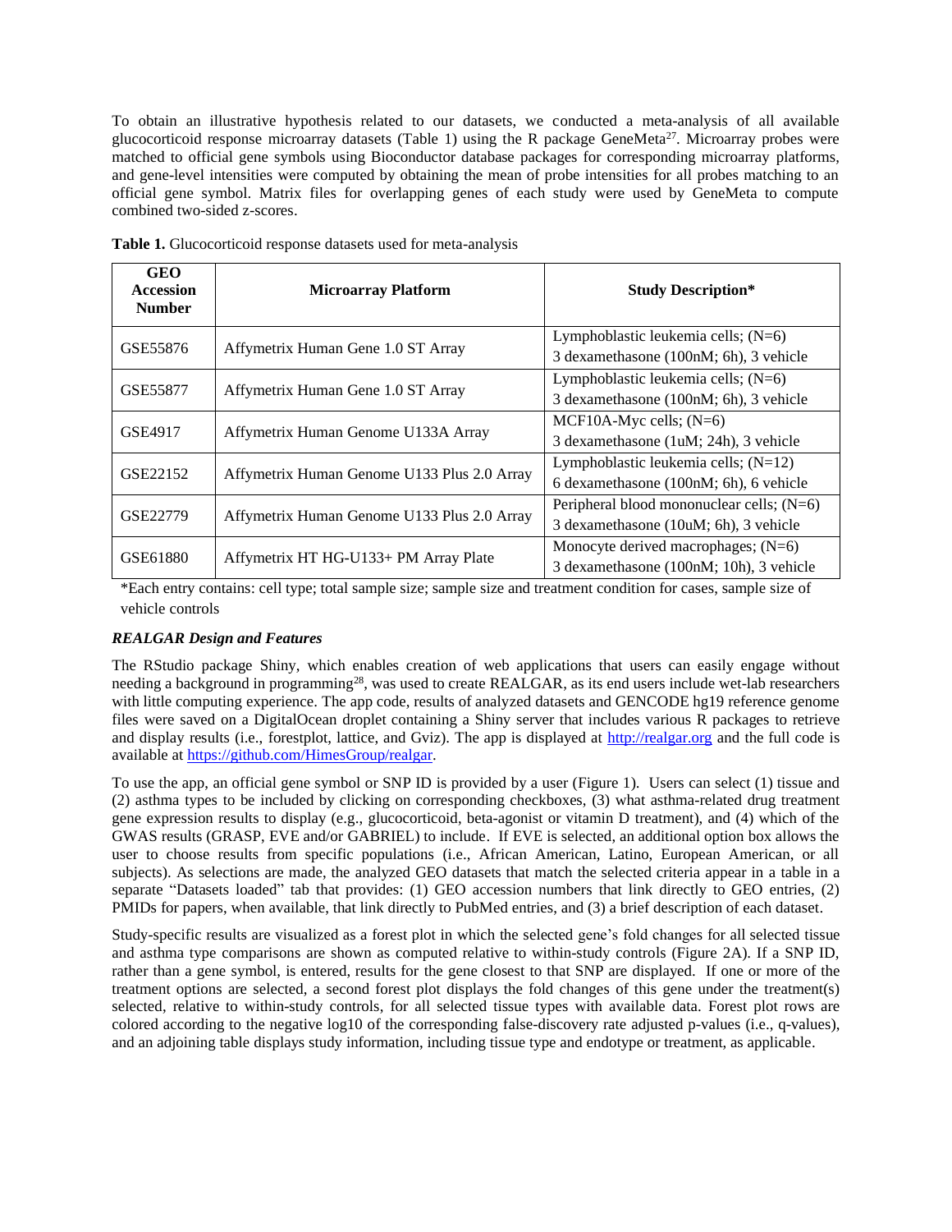To obtain an illustrative hypothesis related to our datasets, we conducted a meta-analysis of all available glucocorticoid response microarray datasets (Table 1) using the R package GeneMeta[27]. Microarray probes were matched to official gene symbols using Bioconductor database packages for corresponding microarray platforms, and gene-level intensities were computed by obtaining the mean of probe intensities for all probes matching to an official gene symbol. Matrix files for overlapping genes of each study were used by GeneMeta to compute combined two-sided z-scores.

**Table 1.** Glucocorticoid response datasets used for meta-analysis

| GEO Accession Number | Microarray Platform | Study Description* |
| --- | --- | --- |
| GSE55876 | Affymetrix Human Gene 1.0 ST Array | Lymphoblastic leukemia cells; (N=6) 3 dexamethasone (100nM; 6h), 3 vehicle |
| GSE55877 | Affymetrix Human Gene 1.0 ST Array | Lymphoblastic leukemia cells; (N=6) 3 dexamethasone (100nM; 6h), 3 vehicle |
| GSE4917 | Affymetrix Human Genome U133A Array | MCF10A-Myc cells; (N=6) 3 dexamethasone (1uM; 24h), 3 vehicle |
| GSE22152 | Affymetrix Human Genome U133 Plus 2.0 Array | Lymphoblastic leukemia cells; (N=12) 6 dexamethasone (100nM; 6h), 6 vehicle |
| GSE22779 | Affymetrix Human Genome U133 Plus 2.0 Array | Peripheral blood mononuclear cells; (N=6) 3 dexamethasone (10uM; 6h), 3 vehicle |
| GSE61880 | Affymetrix HT HG-U133+ PM Array Plate | Monocyte derived macrophages; (N=6) 3 dexamethasone (100nM; 10h), 3 vehicle |

*Each entry contains: cell type; total sample size; sample size and treatment condition for cases, sample size of vehicle controls

### *REALGAR Design and Features*

The RStudio package Shiny, which enables creation of web applications that users can easily engage without needing a background in programming[28], was used to create REALGAR, as its end users include wet-lab researchers with little computing experience. The app code, results of analyzed datasets and GENCODE hg19 reference genome files were saved on a DigitalOcean droplet containing a Shiny server that includes various R packages to retrieve and display results (i.e., forestplot, lattice, and Gviz). The app is displayed at http://realgar.org and the full code is available at https://github.com/HimesGroup/realgar.

To use the app, an official gene symbol or SNP ID is provided by a user (Figure 1). Users can select (1) tissue and (2) asthma types to be included by clicking on corresponding checkboxes, (3) what asthma-related drug treatment gene expression results to display (e.g., glucocorticoid, beta-agonist or vitamin D treatment), and (4) which of the GWAS results (GRASP, EVE and/or GABRIEL) to include. If EVE is selected, an additional option box allows the user to choose results from specific populations (i.e., African American, Latino, European American, or all subjects). As selections are made, the analyzed GEO datasets that match the selected criteria appear in a table in a separate "Datasets loaded" tab that provides: (1) GEO accession numbers that link directly to GEO entries, (2) PMIDs for papers, when available, that link directly to PubMed entries, and (3) a brief description of each dataset.

Study-specific results are visualized as a forest plot in which the selected gene's fold changes for all selected tissue and asthma type comparisons are shown as computed relative to within-study controls (Figure 2A). If a SNP ID, rather than a gene symbol, is entered, results for the gene closest to that SNP are displayed. If one or more of the treatment options are selected, a second forest plot displays the fold changes of this gene under the treatment(s) selected, relative to within-study controls, for all selected tissue types with available data. Forest plot rows are colored according to the negative log10 of the corresponding false-discovery rate adjusted p-values (i.e., q-values), and an adjoining table displays study information, including tissue type and endotype or treatment, as applicable.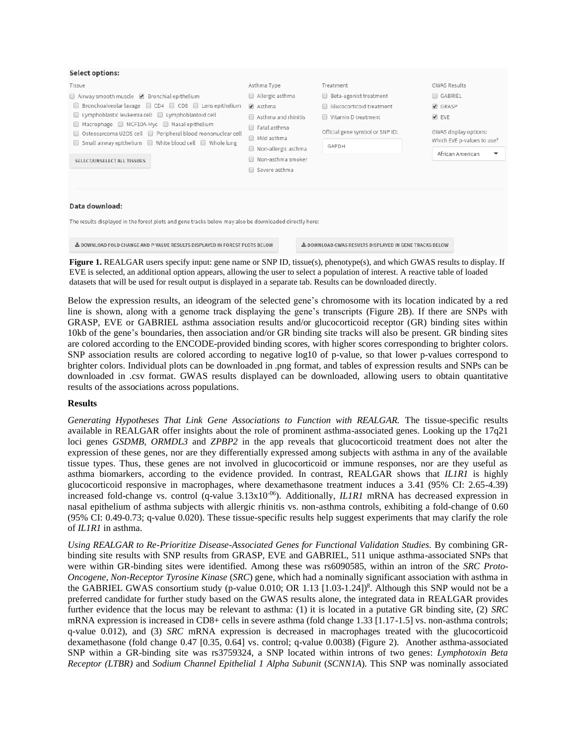**Figure 1.** REALGAR users specify input: gene name or SNP ID, tissue(s), phenotype(s), and which GWAS results to display. If EVE is selected, an additional option appears, allowing the user to select a population of interest. A reactive table of loaded datasets that will be used for result output is displayed in a separate tab. Results can be downloaded directly.

Below the expression results, an ideogram of the selected gene's chromosome with its location indicated by a red line is shown, along with a genome track displaying the gene's transcripts (Figure 2B). If there are SNPs with GRASP, EVE or GABRIEL asthma association results and/or glucocorticoid receptor (GR) binding sites within 10kb of the gene's boundaries, then association and/or GR binding site tracks will also be present. GR binding sites are colored according to the ENCODE-provided binding scores, with higher scores corresponding to brighter colors. SNP association results are colored according to negative log10 of p-value, so that lower p-values correspond to brighter colors. Individual plots can be downloaded in .png format, and tables of expression results and SNPs can be downloaded in .csv format. GWAS results displayed can be downloaded, allowing users to obtain quantitative results of the associations across populations.

## Results

*Generating Hypotheses That Link Gene Associations to Function with REALGAR.* The tissue-specific results available in REALGAR offer insights about the role of prominent asthma-associated genes. Looking up the 17q21 loci genes *GSDMB*, *ORMDL3* and *ZPBP2* in the app reveals that glucocorticoid treatment does not alter the expression of these genes, nor are they differentially expressed among subjects with asthma in any of the available tissue types. Thus, these genes are not involved in glucocorticoid or immune responses, nor are they useful as asthma biomarkers, according to the evidence provided. In contrast, REALGAR shows that *IL1R1* is highly glucocorticoid responsive in macrophages, where dexamethasone treatment induces a 3.41 (95% CI: 2.65-4.39) increased fold-change vs. control (q-value $3.13\text{x}10^{-06}$). Additionally, *IL1R1* mRNA has decreased expression in nasal epithelium of asthma subjects with allergic rhinitis vs. non-asthma controls, exhibiting a fold-change of 0.60 (95% CI: 0.49-0.73; q-value 0.020). These tissue-specific results help suggest experiments that may clarify the role of *IL1R1* in asthma.

*Using REALGAR to Re-Prioritize Disease-Associated Genes for Functional Validation Studies.* By combining GR-binding site results with SNP results from GRASP, EVE and GABRIEL, 511 unique asthma-associated SNPs that were within GR-binding sites were identified. Among these was rs6090585, within an intron of the *SRC Proto-Oncogene, Non-Receptor Tyrosine Kinase* (*SRC*) gene, which had a nominally significant association with asthma in the GABRIEL GWAS consortium study (p-value 0.010; OR 1.13 [1.03-1.24])[8]. Although this SNP would not be a preferred candidate for further study based on the GWAS results alone, the integrated data in REALGAR provides further evidence that the locus may be relevant to asthma: (1) it is located in a putative GR binding site, (2) *SRC* mRNA expression is increased in CD8+ cells in severe asthma (fold change 1.33 [1.17-1.5] vs. non-asthma controls; q-value 0.012), and (3) *SRC* mRNA expression is decreased in macrophages treated with the glucocorticoid dexamethasone (fold change 0.47 [0.35, 0.64] vs. control; q-value 0.0038) (Figure 2). Another asthma-associated SNP within a GR-binding site was rs3759324, a SNP located within introns of two genes: *Lymphotoxin Beta Receptor (LTBR)* and *Sodium Channel Epithelial 1 Alpha Subunit* (*SCNN1A*). This SNP was nominally associated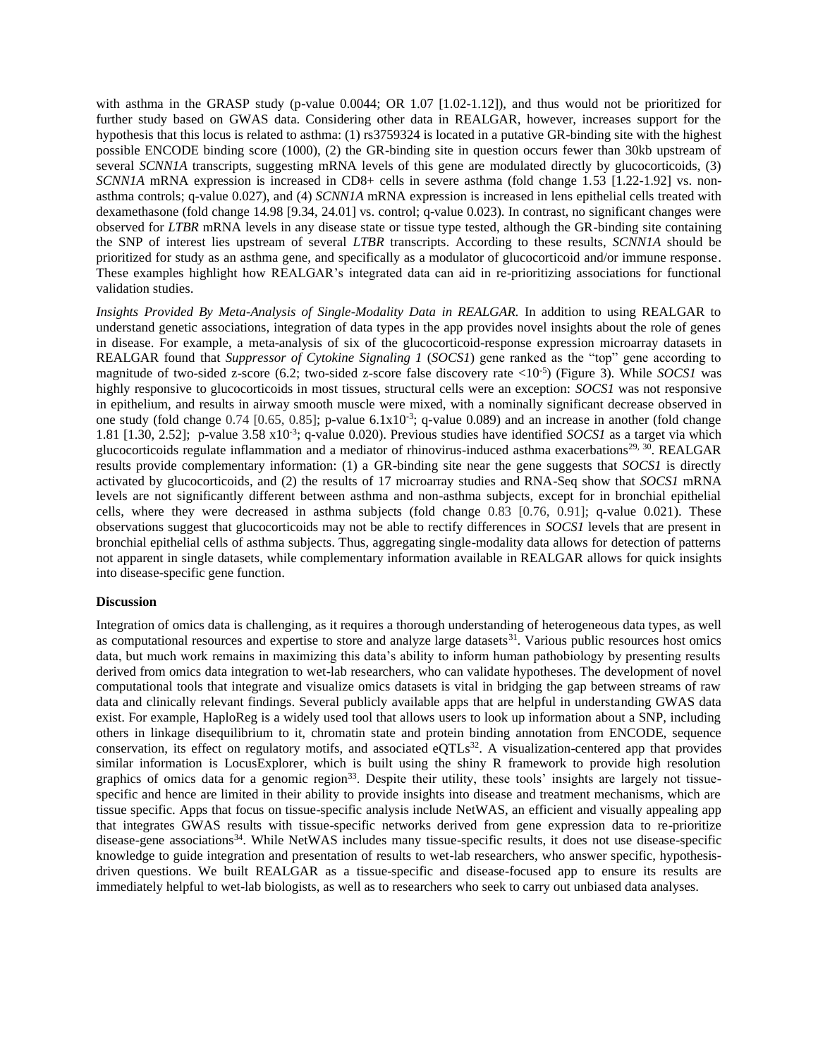with asthma in the GRASP study (p-value 0.0044; OR 1.07 [1.02-1.12]), and thus would not be prioritized for further study based on GWAS data. Considering other data in REALGAR, however, increases support for the hypothesis that this locus is related to asthma: (1) rs3759324 is located in a putative GR-binding site with the highest possible ENCODE binding score (1000), (2) the GR-binding site in question occurs fewer than 30kb upstream of several *SCNN1A* transcripts, suggesting mRNA levels of this gene are modulated directly by glucocorticoids, (3) *SCNN1A* mRNA expression is increased in CD8+ cells in severe asthma (fold change 1.53 [1.22-1.92] vs. non-asthma controls; q-value 0.027), and (4) *SCNN1A* mRNA expression is increased in lens epithelial cells treated with dexamethasone (fold change 14.98 [9.34, 24.01] vs. control; q-value 0.023). In contrast, no significant changes were observed for *LTBR* mRNA levels in any disease state or tissue type tested, although the GR-binding site containing the SNP of interest lies upstream of several *LTBR* transcripts. According to these results, *SCNN1A* should be prioritized for study as an asthma gene, and specifically as a modulator of glucocorticoid and/or immune response. These examples highlight how REALGAR's integrated data can aid in re-prioritizing associations for functional validation studies.

*Insights Provided By Meta-Analysis of Single-Modality Data in REALGAR.* In addition to using REALGAR to understand genetic associations, integration of data types in the app provides novel insights about the role of genes in disease. For example, a meta-analysis of six of the glucocorticoid-response expression microarray datasets in REALGAR found that *Suppressor of Cytokine Signaling 1* (*SOCS1*) gene ranked as the "top" gene according to magnitude of two-sided z-score (6.2; two-sided z-score false discovery rate $<10^{-5}$) (Figure 3). While *SOCS1* was highly responsive to glucocorticoids in most tissues, structural cells were an exception: *SOCS1* was not responsive in epithelium, and results in airway smooth muscle were mixed, with a nominally significant decrease observed in one study (fold change 0.74 [0.65, 0.85]; p-value $6.1\times10^{-3}$; q-value 0.089) and an increase in another (fold change 1.81 [1.30, 2.52]; p-value $3.58\times10^{-3}$; q-value 0.020). Previous studies have identified *SOCS1* as a target via which glucocorticoids regulate inflammation and a mediator of rhinovirus-induced asthma exacerbations[29, 30]. REALGAR results provide complementary information: (1) a GR-binding site near the gene suggests that *SOCS1* is directly activated by glucocorticoids, and (2) the results of 17 microarray studies and RNA-Seq show that *SOCS1* mRNA levels are not significantly different between asthma and non-asthma subjects, except for in bronchial epithelial cells, where they were decreased in asthma subjects (fold change 0.83 [0.76, 0.91]; q-value 0.021). These observations suggest that glucocorticoids may not be able to rectify differences in *SOCS1* levels that are present in bronchial epithelial cells of asthma subjects. Thus, aggregating single-modality data allows for detection of patterns not apparent in single datasets, while complementary information available in REALGAR allows for quick insights into disease-specific gene function.

**Discussion**

Integration of omics data is challenging, as it requires a thorough understanding of heterogeneous data types, as well as computational resources and expertise to store and analyze large datasets[31]. Various public resources host omics data, but much work remains in maximizing this data's ability to inform human pathobiology by presenting results derived from omics data integration to wet-lab researchers, who can validate hypotheses. The development of novel computational tools that integrate and visualize omics datasets is vital in bridging the gap between streams of raw data and clinically relevant findings. Several publicly available apps that are helpful in understanding GWAS data exist. For example, HaploReg is a widely used tool that allows users to look up information about a SNP, including others in linkage disequilibrium to it, chromatin state and protein binding annotation from ENCODE, sequence conservation, its effect on regulatory motifs, and associated eQTLs[32]. A visualization-centered app that provides similar information is LocusExplorer, which is built using the shiny R framework to provide high resolution graphics of omics data for a genomic region[33]. Despite their utility, these tools' insights are largely not tissue-specific and hence are limited in their ability to provide insights into disease and treatment mechanisms, which are tissue specific. Apps that focus on tissue-specific analysis include NetWAS, an efficient and visually appealing app that integrates GWAS results with tissue-specific networks derived from gene expression data to re-prioritize disease-gene associations[34]. While NetWAS includes many tissue-specific results, it does not use disease-specific knowledge to guide integration and presentation of results to wet-lab researchers, who answer specific, hypothesis-driven questions. We built REALGAR as a tissue-specific and disease-focused app to ensure its results are immediately helpful to wet-lab biologists, as well as to researchers who seek to carry out unbiased data analyses.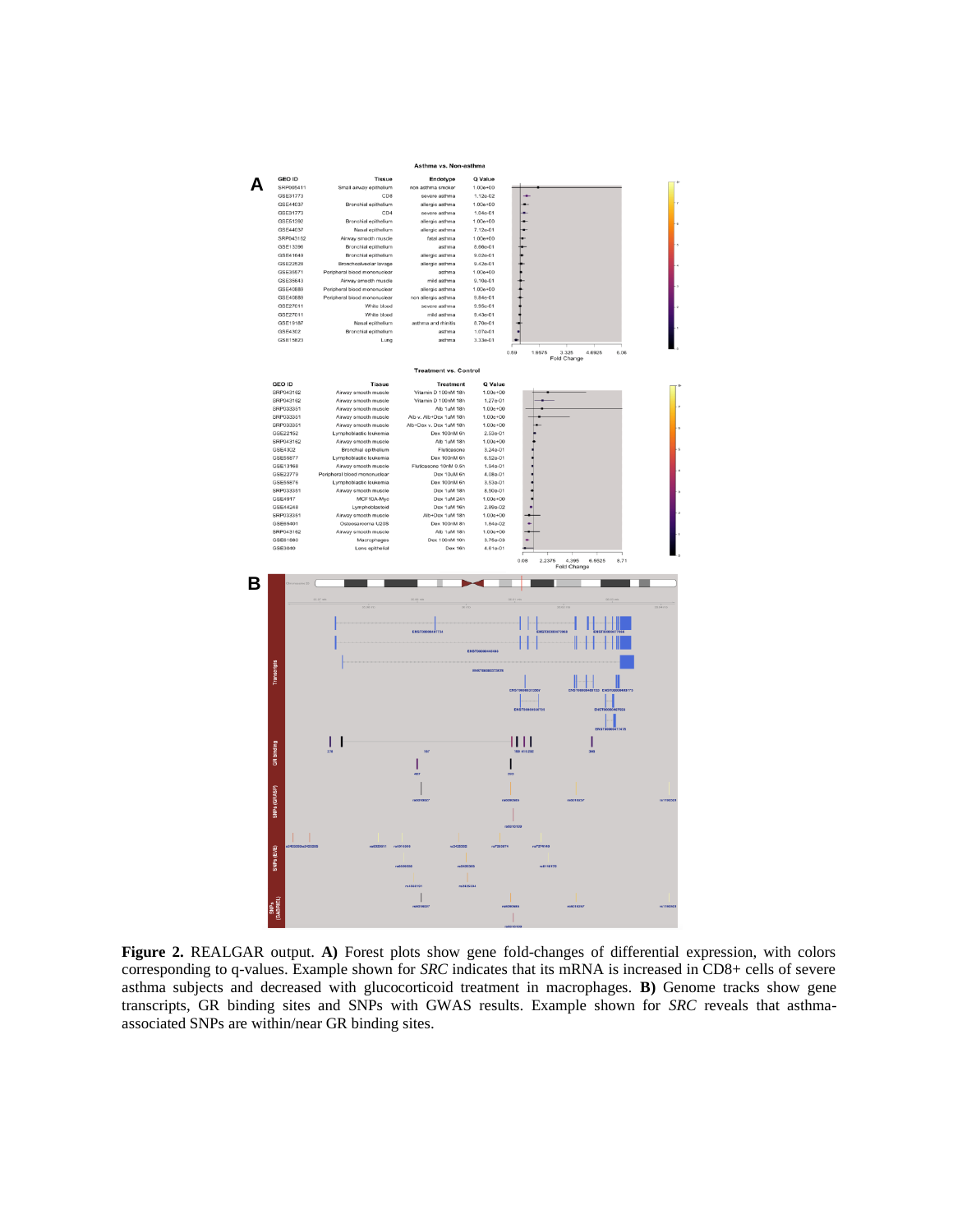**Figure 2.** REALGAR output. **A)** Forest plots show gene fold-changes of differential expression, with colors corresponding to q-values. Example shown for *SRC* indicates that its mRNA is increased in CD8+ cells of severe asthma subjects and decreased with glucocorticoid treatment in macrophages. **B)** Genome tracks show gene transcripts, GR binding sites and SNPs with GWAS results. Example shown for *SRC* reveals that asthma-associated SNPs are within/near GR binding sites.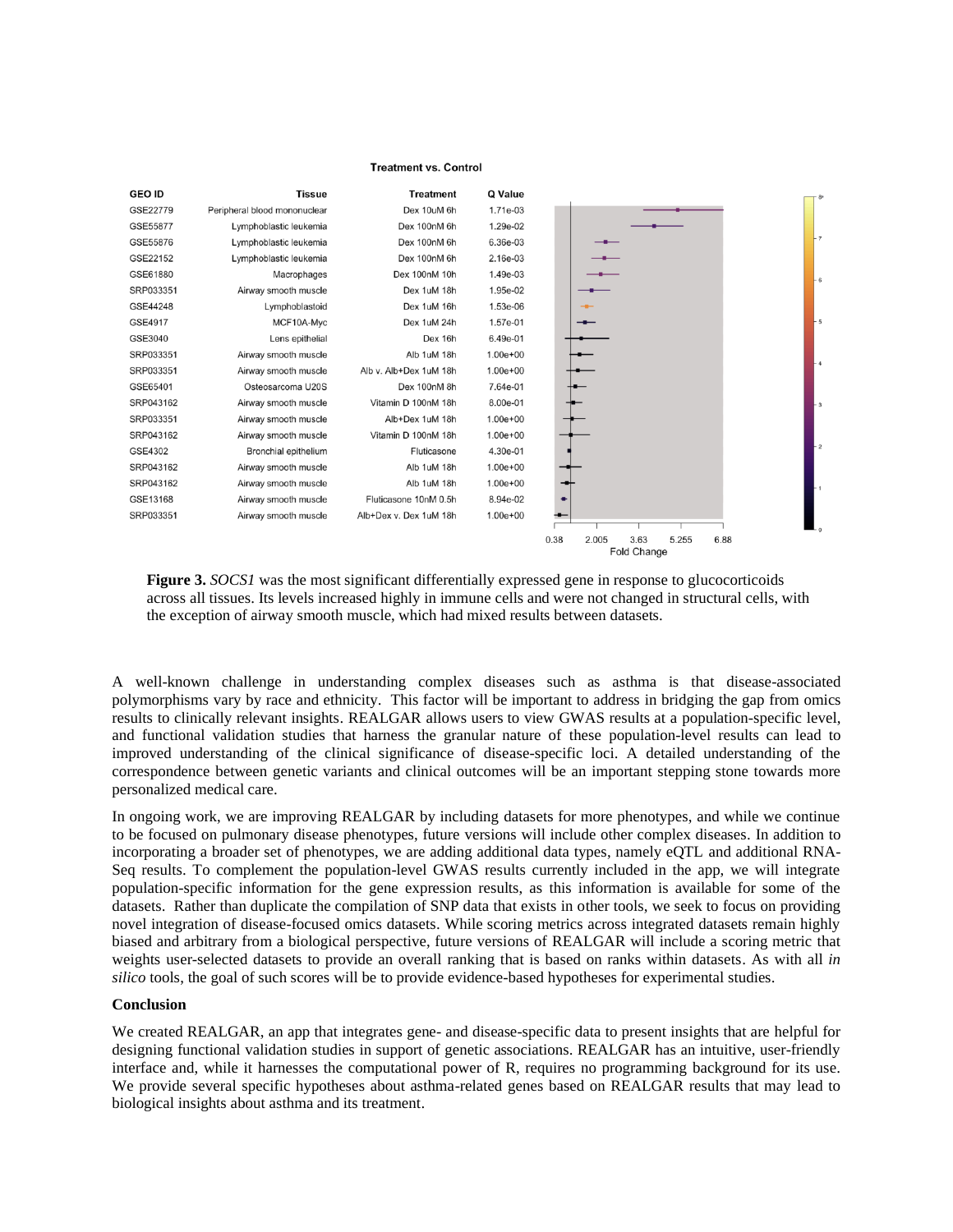**Treatment vs. Control**

| GEO ID | Tissue | Treatment | Q Value |
| --- | --- | --- | --- |
| GSE22779 | Peripheral blood mononuclear | Dex 10uM 6h | 1.71e-03 |
| GSE55877 | Lymphoblastic leukemia | Dex 100nM 6h | 1.29e-02 |
| GSE55876 | Lymphoblastic leukemia | Dex 100nM 6h | 6.36e-03 |
| GSE22152 | Lymphoblastic leukemia | Dex 100nM 6h | 2.16e-03 |
| GSE61880 | Macrophages | Dex 100nM 10h | 1.49e-03 |
| SRP033351 | Airway smooth muscle | Dex 1uM 18h | 1.95e-02 |
| GSE44248 | Lymphoblastoid | Dex 1uM 16h | 1.53e-06 |
| GSE4917 | MCF10A-Myc | Dex 1uM 24h | 1.57e-01 |
| GSE3040 | Lens epithelial | Dex 16h | 6.49e-01 |
| SRP033351 | Airway smooth muscle | Alb 1uM 18h | 1.00e+00 |
| SRP033351 | Airway smooth muscle | Alb v. Alb+Dex 1uM 18h | 1.00e+00 |
| GSE65401 | Osteosarcoma U20S | Dex 100nM 8h | 7.64e-01 |
| SRP043162 | Airway smooth muscle | Vitamin D 100nM 18h | 8.00e-01 |
| SRP033351 | Airway smooth muscle | Alb+Dex 1uM 18h | 1.00e+00 |
| SRP043162 | Airway smooth muscle | Vitamin D 100nM 18h | 1.00e+00 |
| GSE4302 | Bronchial epithelium | Fluticasone | 4.30e-01 |
| SRP043162 | Airway smooth muscle | Alb 1uM 18h | 1.00e+00 |
| SRP043162 | Airway smooth muscle | Alb 1uM 18h | 1.00e+00 |
| GSE13168 | Airway smooth muscle | Fluticasone 10nM 0.5h | 8.94e-02 |
| SRP033351 | Airway smooth muscle | Alb+Dex v. Dex 1uM 18h | 1.00e+00 |

**Figure 3.** *SOCS1* was the most significant differentially expressed gene in response to glucocorticoids across all tissues. Its levels increased highly in immune cells and were not changed in structural cells, with the exception of airway smooth muscle, which had mixed results between datasets.

A well-known challenge in understanding complex diseases such as asthma is that disease-associated polymorphisms vary by race and ethnicity. This factor will be important to address in bridging the gap from omics results to clinically relevant insights. REALGAR allows users to view GWAS results at a population-specific level, and functional validation studies that harness the granular nature of these population-level results can lead to improved understanding of the clinical significance of disease-specific loci. A detailed understanding of the correspondence between genetic variants and clinical outcomes will be an important stepping stone towards more personalized medical care.

In ongoing work, we are improving REALGAR by including datasets for more phenotypes, and while we continue to be focused on pulmonary disease phenotypes, future versions will include other complex diseases. In addition to incorporating a broader set of phenotypes, we are adding additional data types, namely eQTL and additional RNA-Seq results. To complement the population-level GWAS results currently included in the app, we will integrate population-specific information for the gene expression results, as this information is available for some of the datasets. Rather than duplicate the compilation of SNP data that exists in other tools, we seek to focus on providing novel integration of disease-focused omics datasets. While scoring metrics across integrated datasets remain highly biased and arbitrary from a biological perspective, future versions of REALGAR will include a scoring metric that weights user-selected datasets to provide an overall ranking that is based on ranks within datasets. As with all *in silico* tools, the goal of such scores will be to provide evidence-based hypotheses for experimental studies.

**Conclusion**

We created REALGAR, an app that integrates gene- and disease-specific data to present insights that are helpful for designing functional validation studies in support of genetic associations. REALGAR has an intuitive, user-friendly interface and, while it harnesses the computational power of R, requires no programming background for its use. We provide several specific hypotheses about asthma-related genes based on REALGAR results that may lead to biological insights about asthma and its treatment.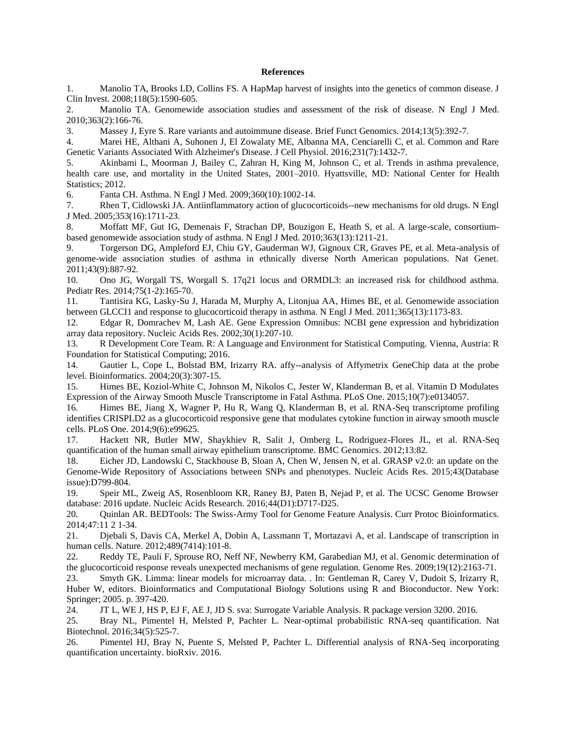**References**

1. Manolio TA, Brooks LD, Collins FS. A HapMap harvest of insights into the genetics of common disease. J Clin Invest. 2008;118(5):1590-605.
2. Manolio TA. Genomewide association studies and assessment of the risk of disease. N Engl J Med. 2010;363(2):166-76.
3. Massey J, Eyre S. Rare variants and autoimmune disease. Brief Funct Genomics. 2014;13(5):392-7.
4. Marei HE, Althani A, Suhonen J, El Zowalaty ME, Albanna MA, Cenciarelli C, et al. Common and Rare Genetic Variants Associated With Alzheimer's Disease. J Cell Physiol. 2016;231(7):1432-7.
5. Akinbami L, Moorman J, Bailey C, Zahran H, King M, Johnson C, et al. Trends in asthma prevalence, health care use, and mortality in the United States, 2001–2010. Hyattsville, MD: National Center for Health Statistics; 2012.
6. Fanta CH. Asthma. N Engl J Med. 2009;360(10):1002-14.
7. Rhen T, Cidlowski JA. Antiinflammatory action of glucocorticoids--new mechanisms for old drugs. N Engl J Med. 2005;353(16):1711-23.
8. Moffatt MF, Gut IG, Demenais F, Strachan DP, Bouzigon E, Heath S, et al. A large-scale, consortium-based genomewide association study of asthma. N Engl J Med. 2010;363(13):1211-21.
9. Torgerson DG, Ampleford EJ, Chiu GY, Gauderman WJ, Gignoux CR, Graves PE, et al. Meta-analysis of genome-wide association studies of asthma in ethnically diverse North American populations. Nat Genet. 2011;43(9):887-92.
10. Ono JG, Worgall TS, Worgall S. 17q21 locus and ORMDL3: an increased risk for childhood asthma. Pediatr Res. 2014;75(1-2):165-70.
11. Tantisira KG, Lasky-Su J, Harada M, Murphy A, Litonjua AA, Himes BE, et al. Genomewide association between GLCCI1 and response to glucocorticoid therapy in asthma. N Engl J Med. 2011;365(13):1173-83.
12. Edgar R, Domrachev M, Lash AE. Gene Expression Omnibus: NCBI gene expression and hybridization array data repository. Nucleic Acids Res. 2002;30(1):207-10.
13. R Development Core Team. R: A Language and Environment for Statistical Computing. Vienna, Austria: R Foundation for Statistical Computing; 2016.
14. Gautier L, Cope L, Bolstad BM, Irizarry RA. affy--analysis of Affymetrix GeneChip data at the probe level. Bioinformatics. 2004;20(3):307-15.
15. Himes BE, Koziol-White C, Johnson M, Nikolos C, Jester W, Klanderman B, et al. Vitamin D Modulates Expression of the Airway Smooth Muscle Transcriptome in Fatal Asthma. PLoS One. 2015;10(7):e0134057.
16. Himes BE, Jiang X, Wagner P, Hu R, Wang Q, Klanderman B, et al. RNA-Seq transcriptome profiling identifies CRISPLD2 as a glucocorticoid responsive gene that modulates cytokine function in airway smooth muscle cells. PLoS One. 2014;9(6):e99625.
17. Hackett NR, Butler MW, Shaykhiev R, Salit J, Omberg L, Rodriguez-Flores JL, et al. RNA-Seq quantification of the human small airway epithelium transcriptome. BMC Genomics. 2012;13:82.
18. Eicher JD, Landowski C, Stackhouse B, Sloan A, Chen W, Jensen N, et al. GRASP v2.0: an update on the Genome-Wide Repository of Associations between SNPs and phenotypes. Nucleic Acids Res. 2015;43(Database issue):D799-804.
19. Speir ML, Zweig AS, Rosenbloom KR, Raney BJ, Paten B, Nejad P, et al. The UCSC Genome Browser database: 2016 update. Nucleic Acids Research. 2016;44(D1):D717-D25.
20. Quinlan AR. BEDTools: The Swiss-Army Tool for Genome Feature Analysis. Curr Protoc Bioinformatics. 2014;47:11 2 1-34.
21. Djebali S, Davis CA, Merkel A, Dobin A, Lassmann T, Mortazavi A, et al. Landscape of transcription in human cells. Nature. 2012;489(7414):101-8.
22. Reddy TE, Pauli F, Sprouse RO, Neff NF, Newberry KM, Garabedian MJ, et al. Genomic determination of the glucocorticoid response reveals unexpected mechanisms of gene regulation. Genome Res. 2009;19(12):2163-71.
23. Smyth GK. Limma: linear models for microarray data. . In: Gentleman R, Carey V, Dudoit S, Irizarry R, Huber W, editors. Bioinformatics and Computational Biology Solutions using R and Bioconductor. New York: Springer; 2005. p. 397-420.
24. JT L, WE J, HS P, EJ F, AE J, JD S. sva: Surrogate Variable Analysis. R package version 3200. 2016.
25. Bray NL, Pimentel H, Melsted P, Pachter L. Near-optimal probabilistic RNA-seq quantification. Nat Biotechnol. 2016;34(5):525-7.
26. Pimentel HJ, Bray N, Puente S, Melsted P, Pachter L. Differential analysis of RNA-Seq incorporating quantification uncertainty. bioRxiv. 2016.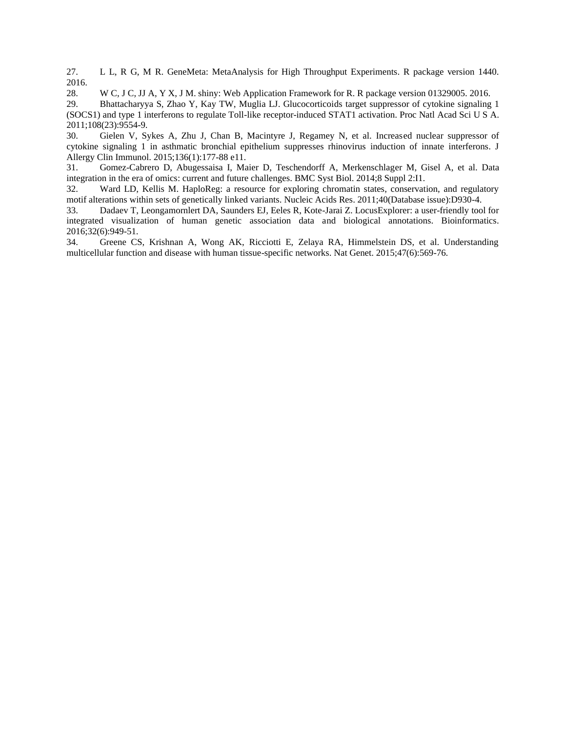27. L L, R G, M R. GeneMeta: MetaAnalysis for High Throughput Experiments. R package version 1440. 2016.

28. W C, J C, JJ A, Y X, J M. shiny: Web Application Framework for R. R package version 01329005. 2016.

29. Bhattacharyya S, Zhao Y, Kay TW, Muglia LJ. Glucocorticoids target suppressor of cytokine signaling 1 (SOCS1) and type 1 interferons to regulate Toll-like receptor-induced STAT1 activation. Proc Natl Acad Sci U S A. 2011;108(23):9554-9.

30. Gielen V, Sykes A, Zhu J, Chan B, Macintyre J, Regamey N, et al. Increased nuclear suppressor of cytokine signaling 1 in asthmatic bronchial epithelium suppresses rhinovirus induction of innate interferons. J Allergy Clin Immunol. 2015;136(1):177-88 e11.

31. Gomez-Cabrero D, Abugessaisa I, Maier D, Teschendorff A, Merkenschlager M, Gisel A, et al. Data integration in the era of omics: current and future challenges. BMC Syst Biol. 2014;8 Suppl 2:I1.

32. Ward LD, Kellis M. HaploReg: a resource for exploring chromatin states, conservation, and regulatory motif alterations within sets of genetically linked variants. Nucleic Acids Res. 2011;40(Database issue):D930-4.

33. Dadaev T, Leongamornlert DA, Saunders EJ, Eeles R, Kote-Jarai Z. LocusExplorer: a user-friendly tool for integrated visualization of human genetic association data and biological annotations. Bioinformatics. 2016;32(6):949-51.

34. Greene CS, Krishnan A, Wong AK, Ricciotti E, Zelaya RA, Himmelstein DS, et al. Understanding multicellular function and disease with human tissue-specific networks. Nat Genet. 2015;47(6):569-76.